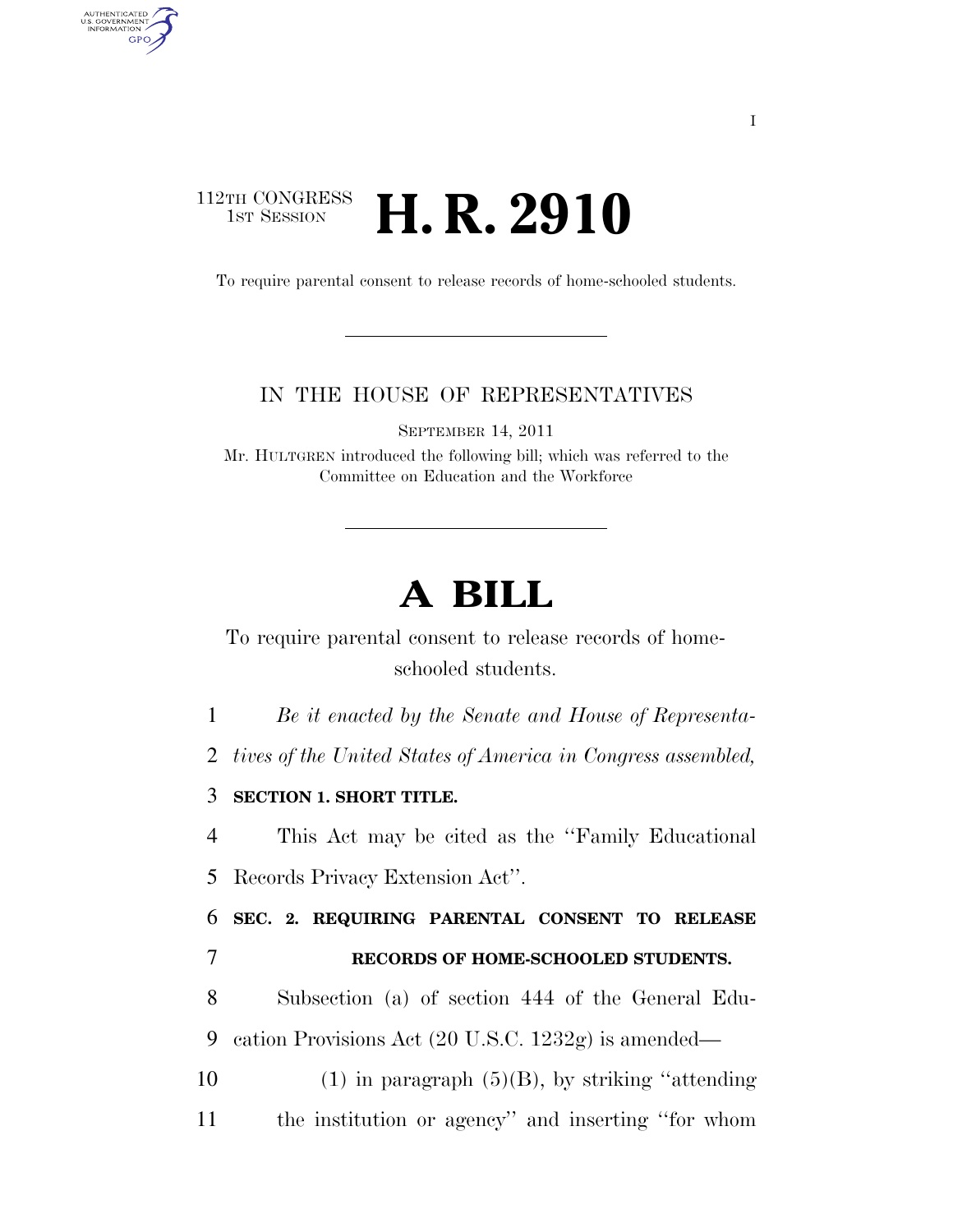112TH CONGRESS
1ST SESSION

# H. R. 2910

To require parental consent to release records of home-schooled students.

IN THE HOUSE OF REPRESENTATIVES

SEPTEMBER 14, 2011

Mr. HULTGREN introduced the following bill; which was referred to the Committee on Education and the Workforce

# A BILL

To require parental consent to release records of home-schooled students.

1 *Be it enacted by the Senate and House of Representa-*
2 *tives of the United States of America in Congress assembled,*

3 **SECTION 1. SHORT TITLE.**

4 This Act may be cited as the "Family Educational
5 Records Privacy Extension Act".

6 **SEC. 2. REQUIRING PARENTAL CONSENT TO RELEASE**
7 **RECORDS OF HOME-SCHOOLED STUDENTS.**

8 Subsection (a) of section 444 of the General Edu-
9 cation Provisions Act (20 U.S.C. 1232g) is amended—

10 (1) in paragraph (5)(B), by striking "attending
11 the institution or agency" and inserting "for whom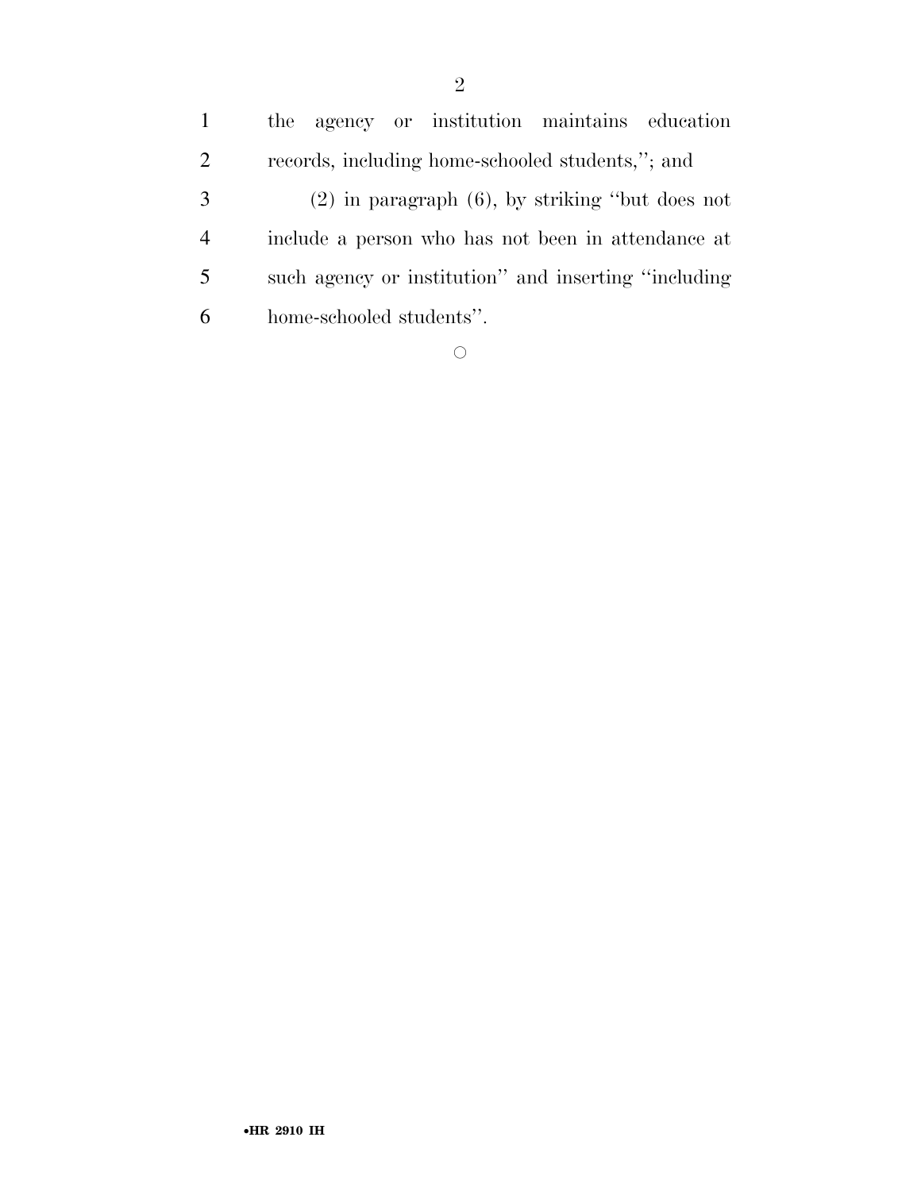the agency or institution maintains education records, including home-schooled students,''; and

(2) in paragraph (6), by striking ''but does not include a person who has not been in attendance at such agency or institution'' and inserting ''including home-schooled students''.

○